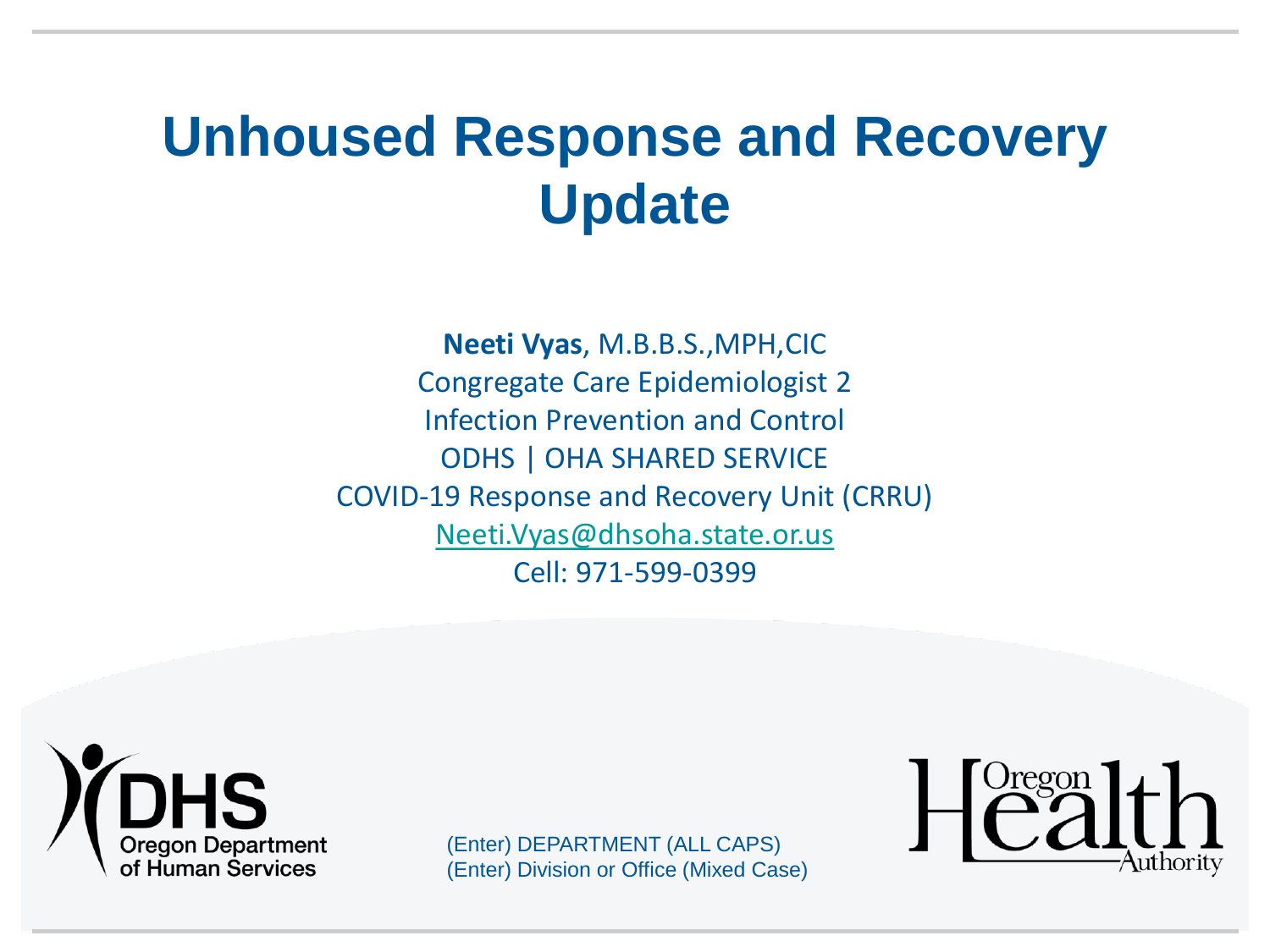# Unhoused Response and Recovery Update

**Neeti Vyas**, M.B.B.S.,MPH,CIC
Congregate Care Epidemiologist 2
Infection Prevention and Control
ODHS | OHA SHARED SERVICE
COVID-19 Response and Recovery Unit (CRRU)
Neeti.Vyas@dhsoha.state.or.us
Cell: 971-599-0399

DHS
Oregon Department of Human Services

(Enter) DEPARTMENT (ALL CAPS)
(Enter) Division or Office (Mixed Case)

Oregon Health Authority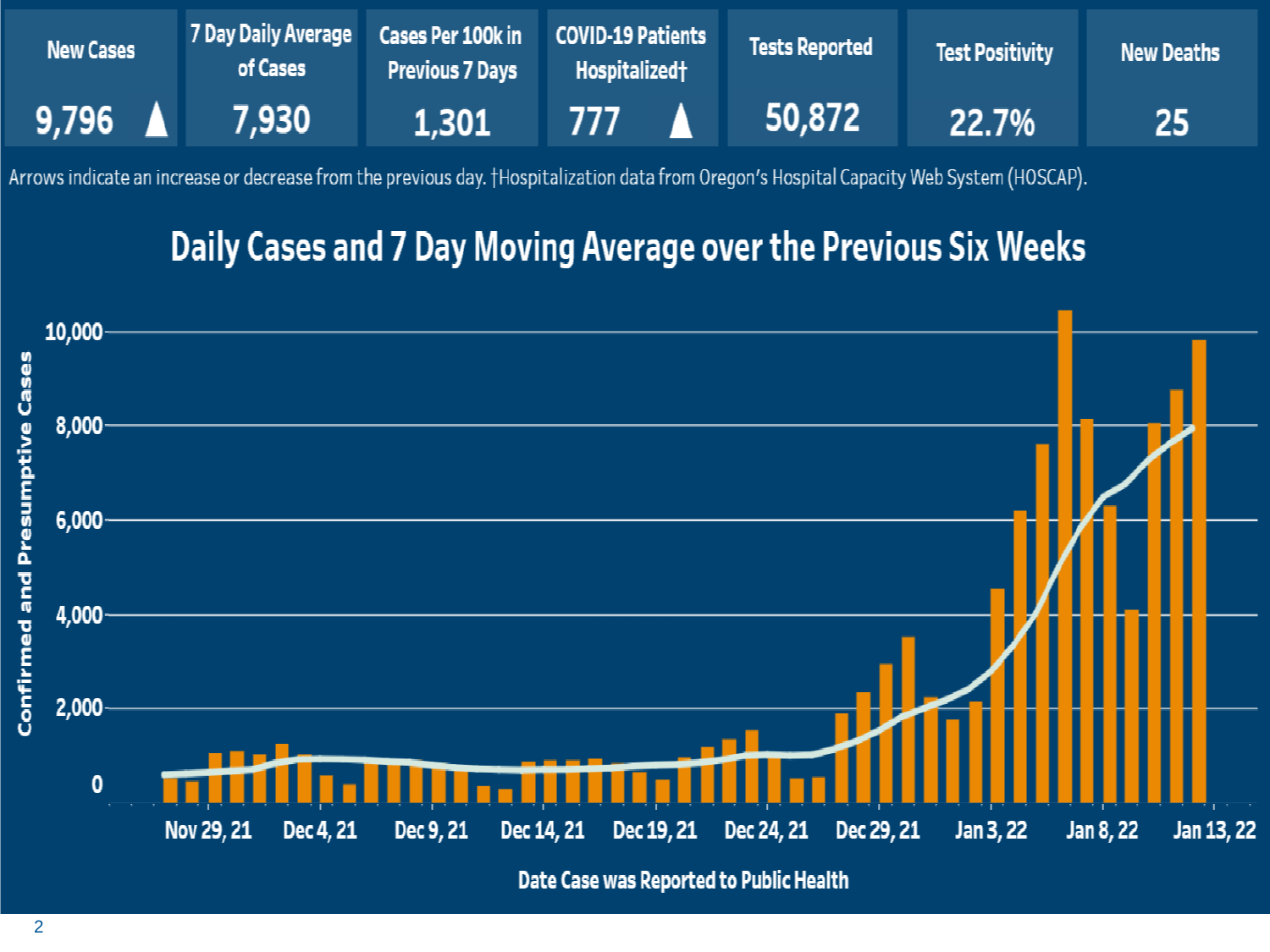| New Cases | 7 Day Daily Average of Cases | Cases Per 100k in Previous 7 Days | COVID-19 Patients Hospitalized† | Tests Reported | Test Positivity | New Deaths |
|---|---|---|---|---|---|---|
| 9,796 ▲ | 7,930 | 1,301 | 777 ▲ | 50,872 | 22.7% | 25 |

Arrows indicate an increase or decrease from the previous day. †Hospitalization data from Oregon's Hospital Capacity Web System (HOSCAP).

## Daily Cases and 7 Day Moving Average over the Previous Six Weeks

Confirmed and Presumptive Cases

10,000
8,000
6,000
4,000
2,000
0

Nov 29, 21 | Dec 4, 21 | Dec 9, 21 | Dec 14, 21 | Dec 19, 21 | Dec 24, 21 | Dec 29, 21 | Jan 3, 22 | Jan 8, 22 | Jan 13, 22

Date Case was Reported to Public Health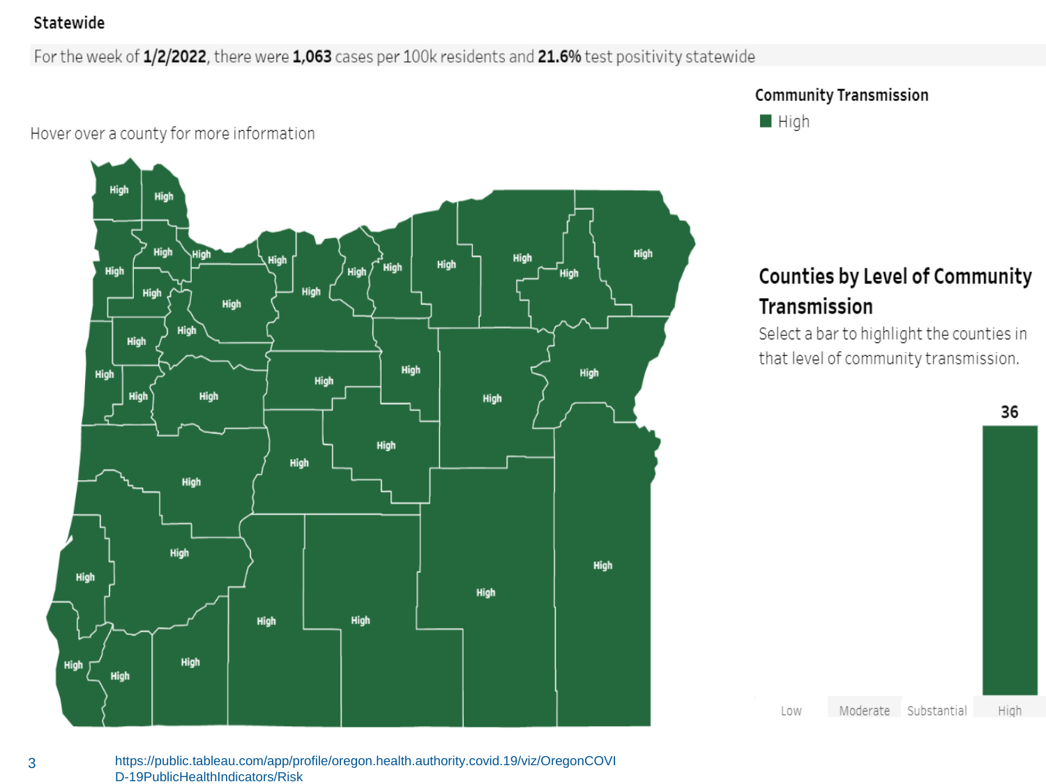## Statewide

For the week of **1/2/2022**, there were **1,063** cases per 100k residents and **21.6%** test positivity statewide

Hover over a county for more information

**Community Transmission**

High

### Counties by Level of Community Transmission

Select a bar to highlight the counties in that level of community transmission.

| Low | Moderate | Substantial | High |
| --- | --- | --- | --- |
| | | | 36 |

https://public.tableau.com/app/profile/oregon.health.authority.covid.19/viz/OregonCOVID-19PublicHealthIndicators/Risk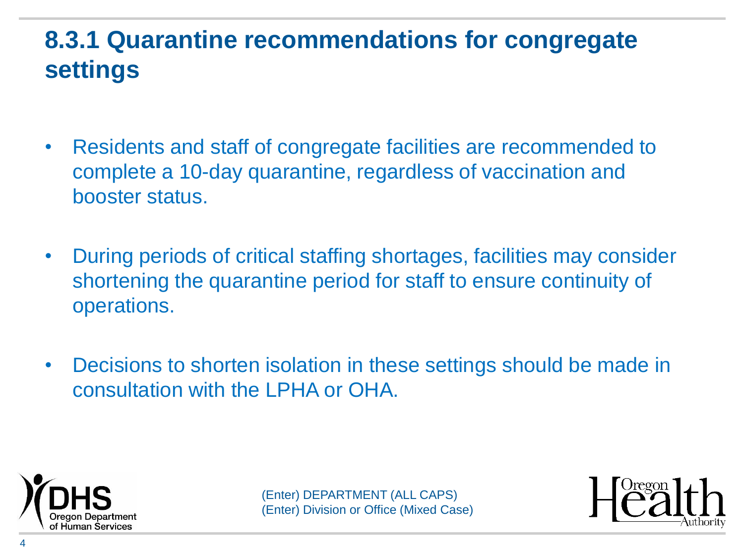# 8.3.1 Quarantine recommendations for congregate settings

- Residents and staff of congregate facilities are recommended to complete a 10-day quarantine, regardless of vaccination and booster status.
- During periods of critical staffing shortages, facilities may consider shortening the quarantine period for staff to ensure continuity of operations.
- Decisions to shorten isolation in these settings should be made in consultation with the LPHA or OHA.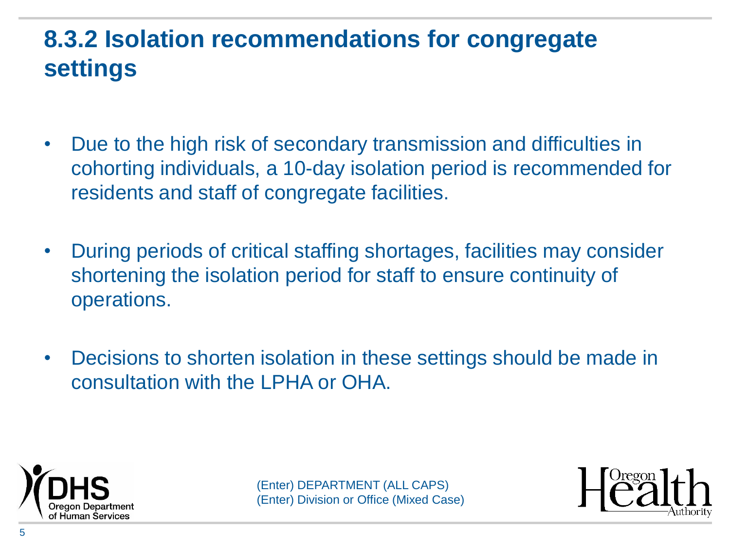## 8.3.2 Isolation recommendations for congregate settings

- Due to the high risk of secondary transmission and difficulties in cohorting individuals, a 10-day isolation period is recommended for residents and staff of congregate facilities.

- During periods of critical staffing shortages, facilities may consider shortening the isolation period for staff to ensure continuity of operations.

- Decisions to shorten isolation in these settings should be made in consultation with the LPHA or OHA.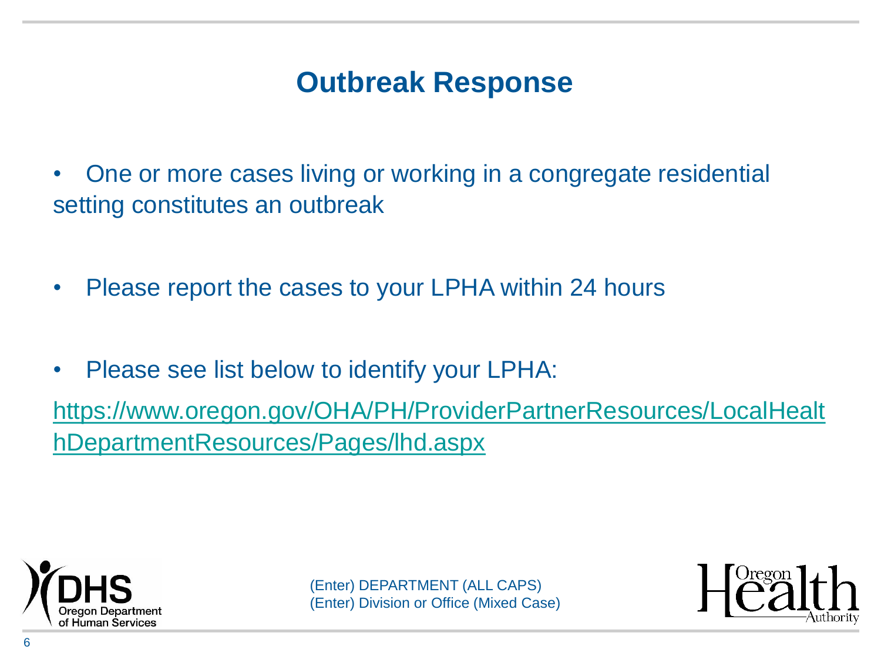# Outbreak Response

- One or more cases living or working in a congregate residential setting constitutes an outbreak
- Please report the cases to your LPHA within 24 hours
- Please see list below to identify your LPHA:

https://www.oregon.gov/OHA/PH/ProviderPartnerResources/LocalHealthDepartmentResources/Pages/lhd.aspx

(Enter) DEPARTMENT (ALL CAPS)
(Enter) Division or Office (Mixed Case)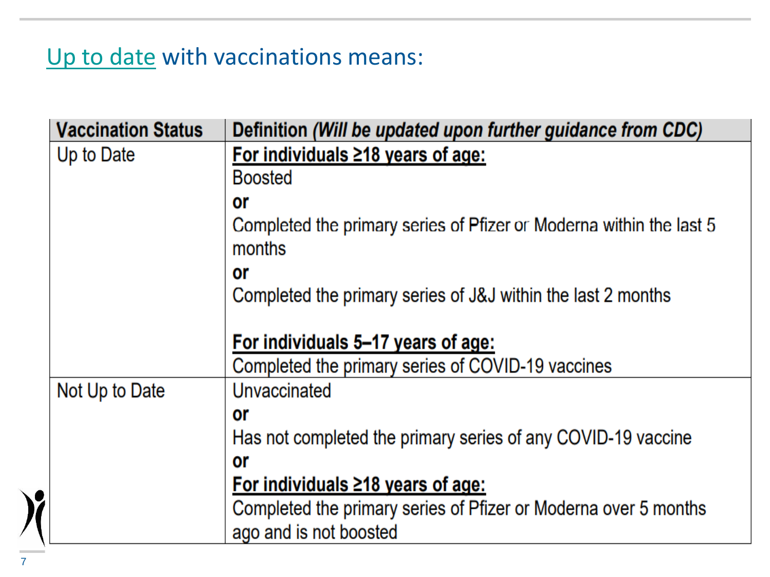## Up to date with vaccinations means:

| Vaccination Status | Definition *(Will be updated upon further guidance from CDC)* |
| --- | --- |
| Up to Date | **For individuals ≥18 years of age:**<br>Boosted<br>**or**<br>Completed the primary series of Pfizer or Moderna within the last 5 months<br>**or**<br>Completed the primary series of J&J within the last 2 months<br><br>**For individuals 5–17 years of age:**<br>Completed the primary series of COVID-19 vaccines |
| Not Up to Date | Unvaccinated<br>**or**<br>Has not completed the primary series of any COVID-19 vaccine<br>**or**<br>**For individuals ≥18 years of age:**<br>Completed the primary series of Pfizer or Moderna over 5 months ago and is not boosted |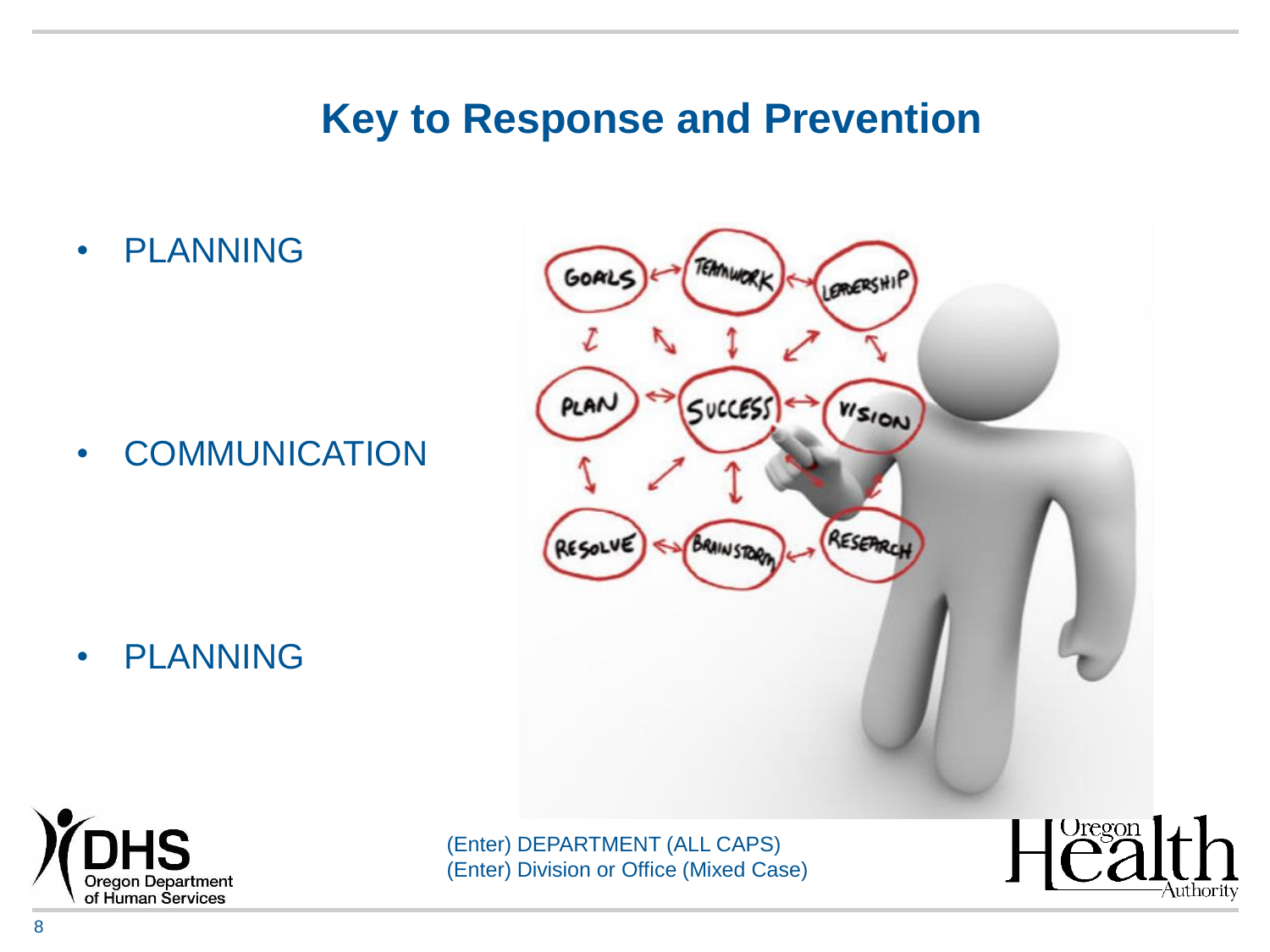# Key to Response and Prevention

- PLANNING
- COMMUNICATION
- PLANNING

(Enter) DEPARTMENT (ALL CAPS)
(Enter) Division or Office (Mixed Case)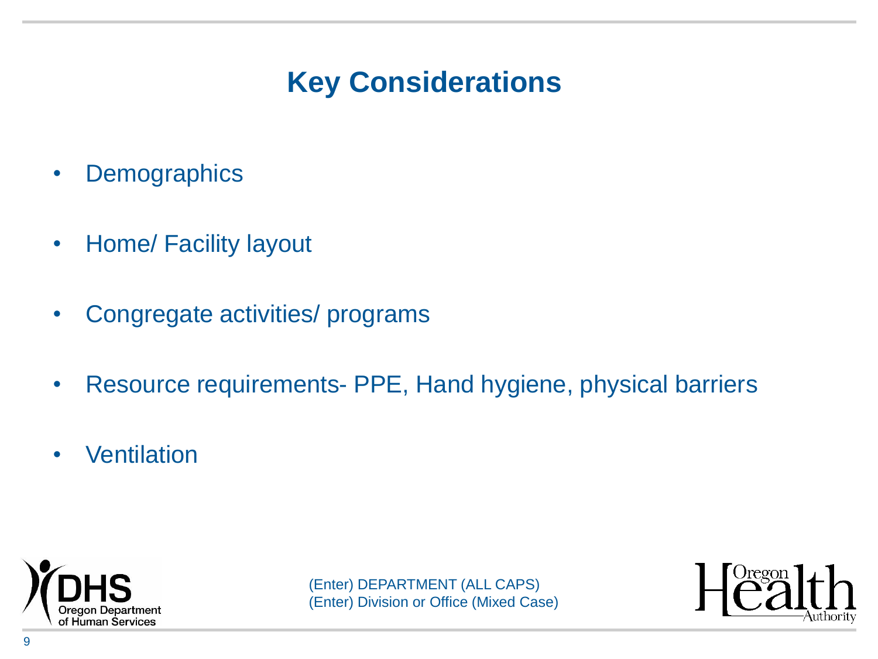# Key Considerations

- Demographics
- Home/ Facility layout
- Congregate activities/ programs
- Resource requirements- PPE, Hand hygiene, physical barriers
- Ventilation

(Enter) DEPARTMENT (ALL CAPS)
(Enter) Division or Office (Mixed Case)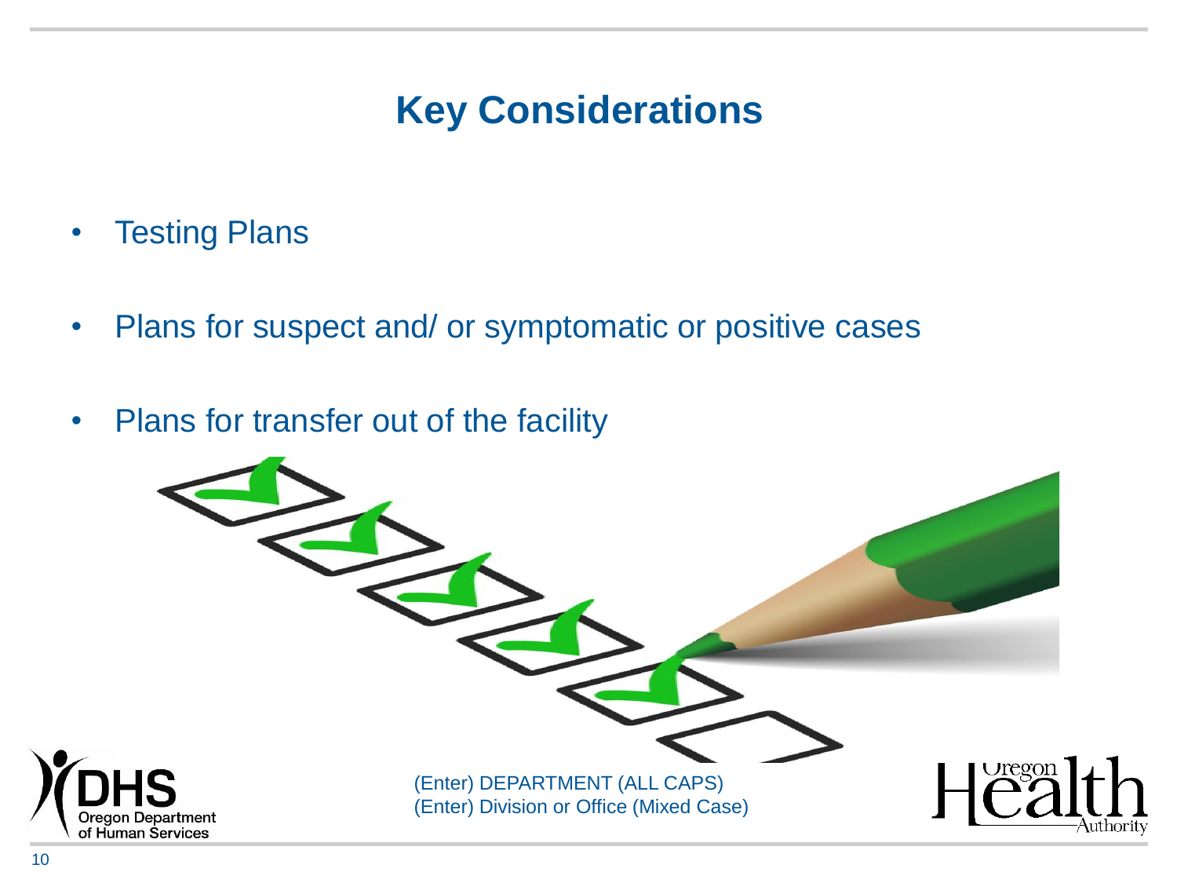# Key Considerations

- Testing Plans
- Plans for suspect and/ or symptomatic or positive cases
- Plans for transfer out of the facility

(Enter) DEPARTMENT (ALL CAPS)
(Enter) Division or Office (Mixed Case)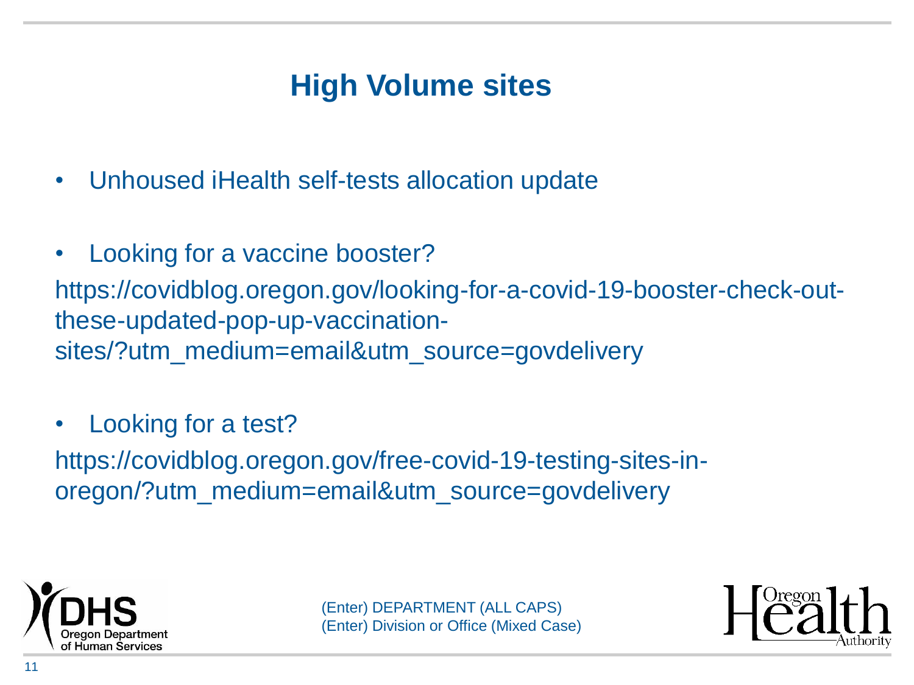# High Volume sites

- Unhoused iHealth self-tests allocation update

- Looking for a vaccine booster?

https://covidblog.oregon.gov/looking-for-a-covid-19-booster-check-out-these-updated-pop-up-vaccination-sites/?utm_medium=email&utm_source=govdelivery

- Looking for a test?

https://covidblog.oregon.gov/free-covid-19-testing-sites-in-oregon/?utm_medium=email&utm_source=govdelivery

(Enter) DEPARTMENT (ALL CAPS)
(Enter) Division or Office (Mixed Case)